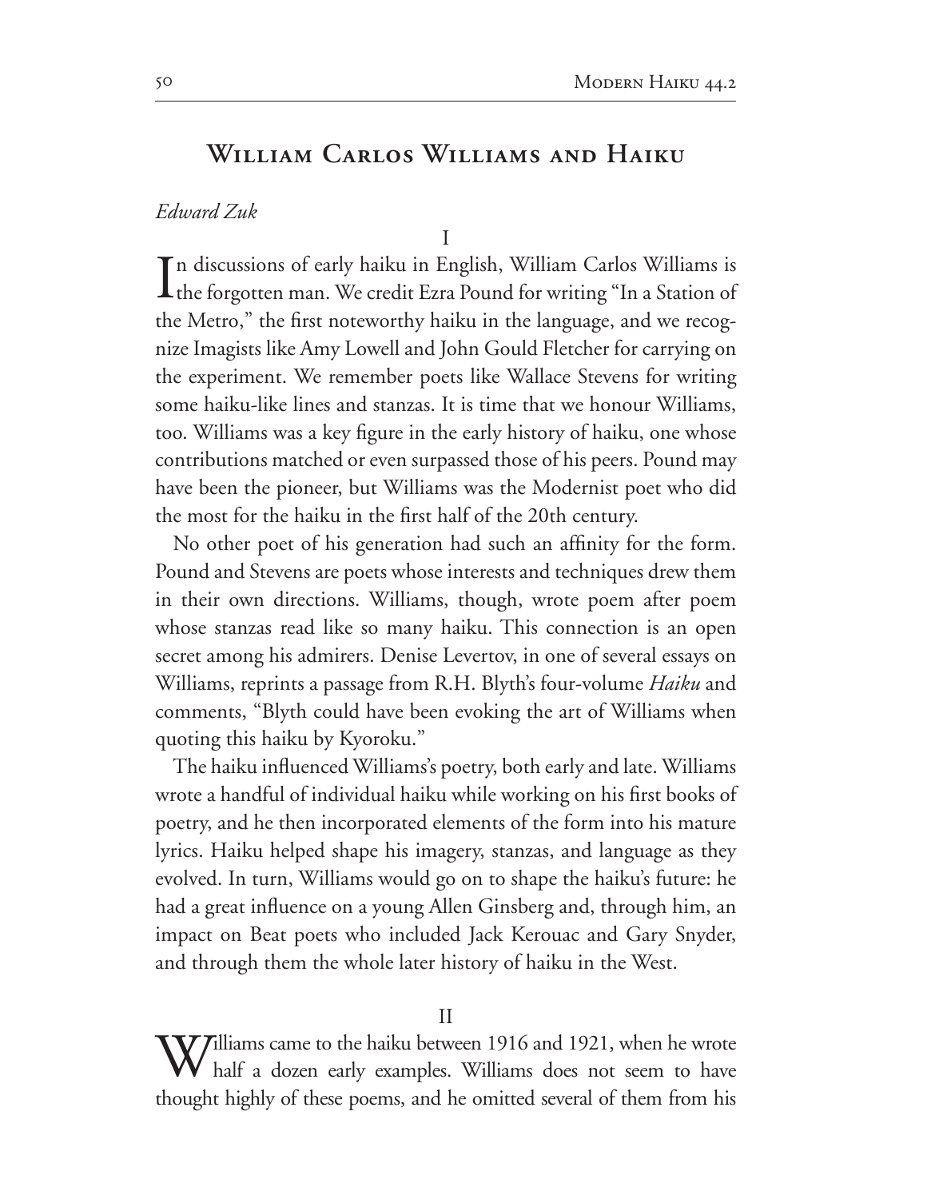# William Carlos Williams and Haiku

*Edward Zuk*

I

In discussions of early haiku in English, William Carlos Williams is the forgotten man. We credit Ezra Pound for writing "In a Station of the Metro," the first noteworthy haiku in the language, and we recognize Imagists like Amy Lowell and John Gould Fletcher for carrying on the experiment. We remember poets like Wallace Stevens for writing some haiku-like lines and stanzas. It is time that we honour Williams, too. Williams was a key figure in the early history of haiku, one whose contributions matched or even surpassed those of his peers. Pound may have been the pioneer, but Williams was the Modernist poet who did the most for the haiku in the first half of the 20th century.

No other poet of his generation had such an affinity for the form. Pound and Stevens are poets whose interests and techniques drew them in their own directions. Williams, though, wrote poem after poem whose stanzas read like so many haiku. This connection is an open secret among his admirers. Denise Levertov, in one of several essays on Williams, reprints a passage from R.H. Blyth's four-volume *Haiku* and comments, "Blyth could have been evoking the art of Williams when quoting this haiku by Kyoroku."

The haiku influenced Williams's poetry, both early and late. Williams wrote a handful of individual haiku while working on his first books of poetry, and he then incorporated elements of the form into his mature lyrics. Haiku helped shape his imagery, stanzas, and language as they evolved. In turn, Williams would go on to shape the haiku's future: he had a great influence on a young Allen Ginsberg and, through him, an impact on Beat poets who included Jack Kerouac and Gary Snyder, and through them the whole later history of haiku in the West.

II

Williams came to the haiku between 1916 and 1921, when he wrote half a dozen early examples. Williams does not seem to have thought highly of these poems, and he omitted several of them from his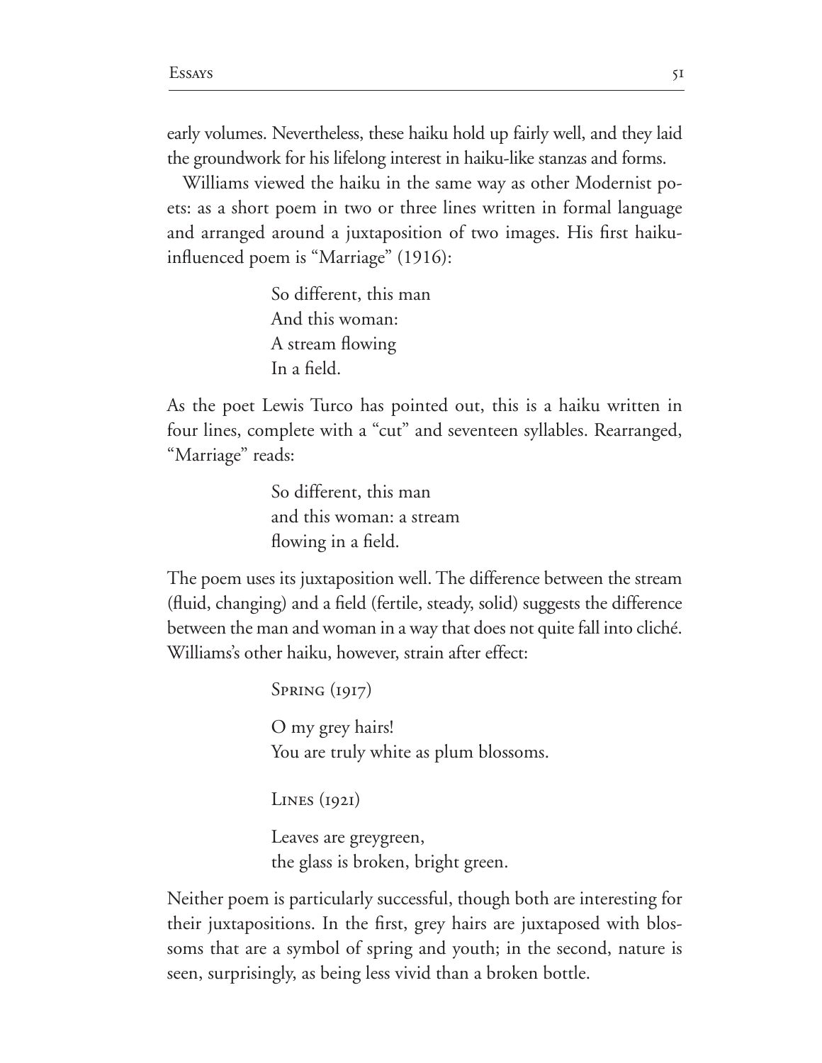early volumes. Nevertheless, these haiku hold up fairly well, and they laid the groundwork for his lifelong interest in haiku-like stanzas and forms.

Williams viewed the haiku in the same way as other Modernist poets: as a short poem in two or three lines written in formal language and arranged around a juxtaposition of two images. His first haiku-influenced poem is "Marriage" (1916):

> So different, this man  
> And this woman:  
> A stream flowing  
> In a field.

As the poet Lewis Turco has pointed out, this is a haiku written in four lines, complete with a "cut" and seventeen syllables. Rearranged, "Marriage" reads:

> So different, this man  
> and this woman: a stream  
> flowing in a field.

The poem uses its juxtaposition well. The difference between the stream (fluid, changing) and a field (fertile, steady, solid) suggests the difference between the man and woman in a way that does not quite fall into cliché. Williams's other haiku, however, strain after effect:

> Spring (1917)
>
> O my grey hairs!  
> You are truly white as plum blossoms.

> Lines (1921)
>
> Leaves are greygreen,  
> the glass is broken, bright green.

Neither poem is particularly successful, though both are interesting for their juxtapositions. In the first, grey hairs are juxtaposed with blossoms that are a symbol of spring and youth; in the second, nature is seen, surprisingly, as being less vivid than a broken bottle.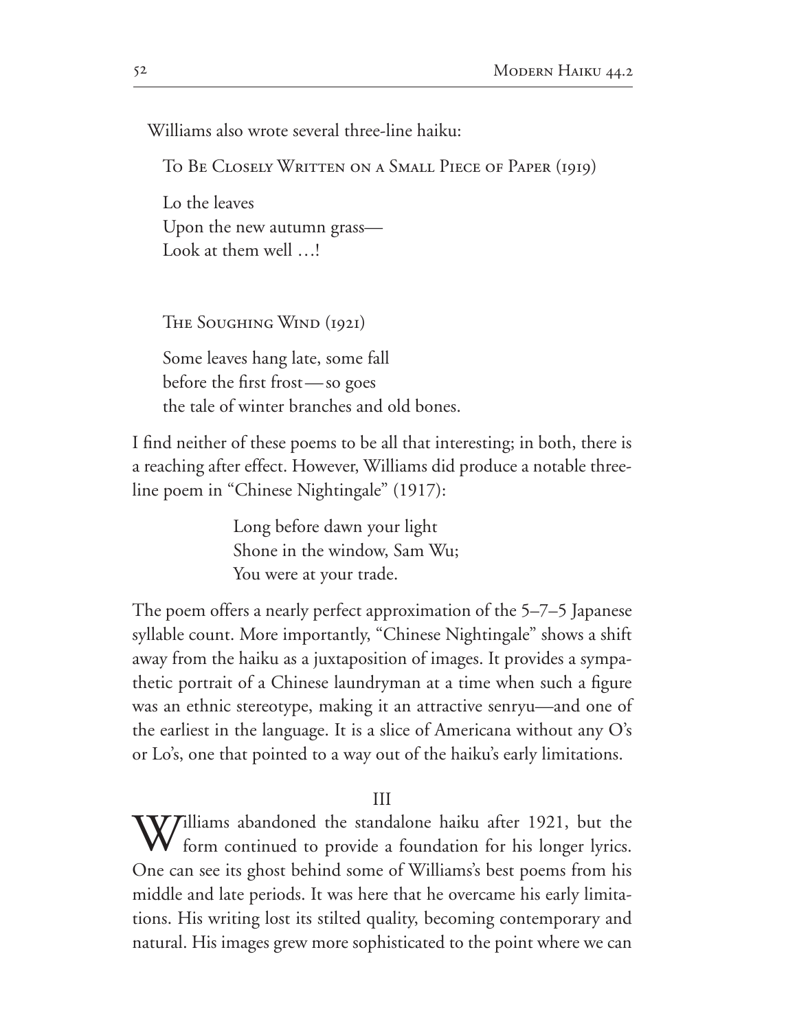Williams also wrote several three-line haiku:

To Be Closely Written on a Small Piece of Paper (1919)

Lo the leaves  
Upon the new autumn grass—  
Look at them well …!

The Soughing Wind (1921)

Some leaves hang late, some fall  
before the first frost—so goes  
the tale of winter branches and old bones.

I find neither of these poems to be all that interesting; in both, there is a reaching after effect. However, Williams did produce a notable three-line poem in "Chinese Nightingale" (1917):

> Long before dawn your light  
> Shone in the window, Sam Wu;  
> You were at your trade.

The poem offers a nearly perfect approximation of the 5–7–5 Japanese syllable count. More importantly, "Chinese Nightingale" shows a shift away from the haiku as a juxtaposition of images. It provides a sympathetic portrait of a Chinese laundryman at a time when such a figure was an ethnic stereotype, making it an attractive senryu—and one of the earliest in the language. It is a slice of Americana without any O's or Lo's, one that pointed to a way out of the haiku's early limitations.

## III

Williams abandoned the standalone haiku after 1921, but the form continued to provide a foundation for his longer lyrics. One can see its ghost behind some of Williams's best poems from his middle and late periods. It was here that he overcame his early limitations. His writing lost its stilted quality, becoming contemporary and natural. His images grew more sophisticated to the point where we can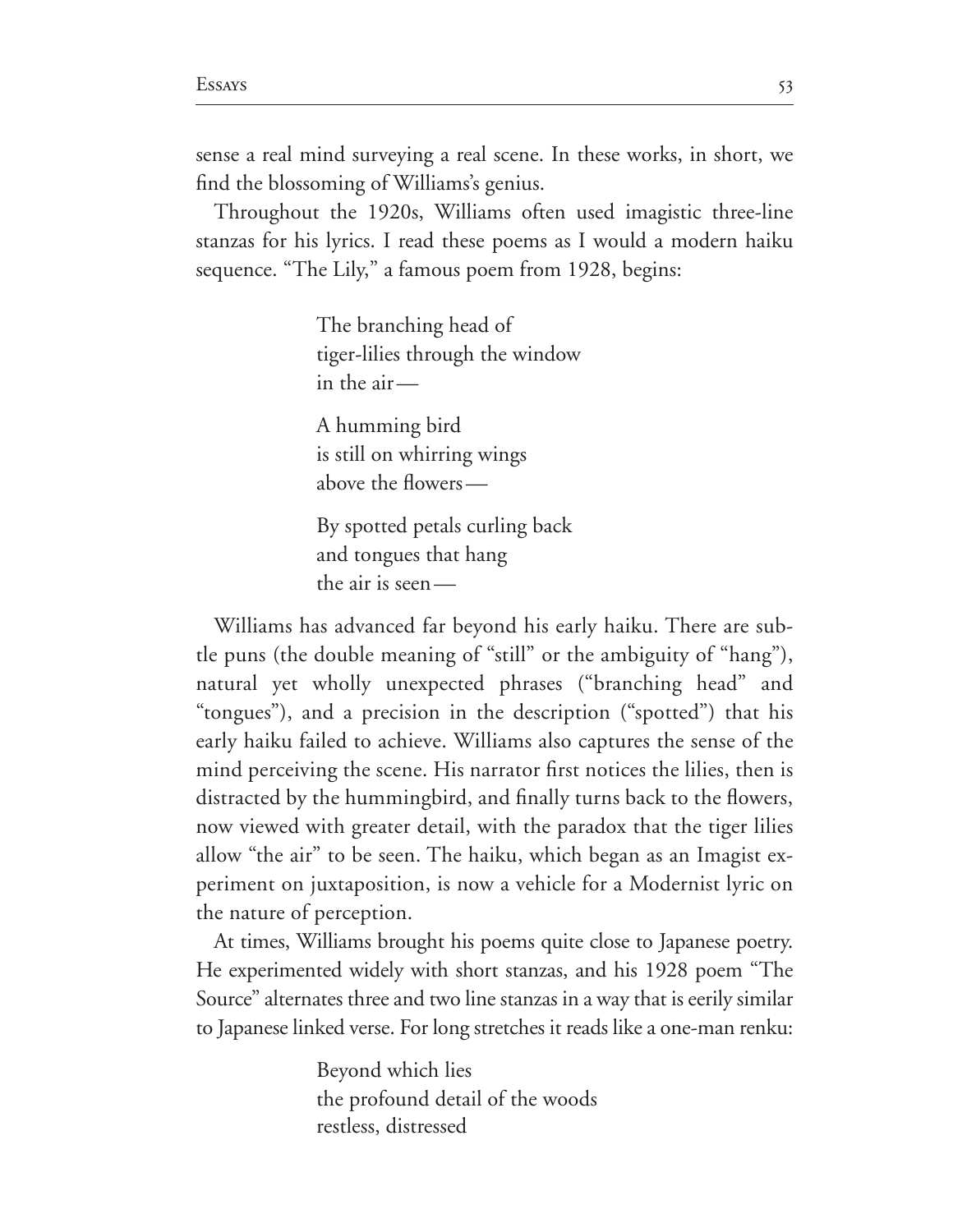sense a real mind surveying a real scene. In these works, in short, we find the blossoming of Williams's genius.

Throughout the 1920s, Williams often used imagistic three-line stanzas for his lyrics. I read these poems as I would a modern haiku sequence. "The Lily," a famous poem from 1928, begins:

> The branching head of
> tiger-lilies through the window
> in the air—
>
> A humming bird
> is still on whirring wings
> above the flowers—
>
> By spotted petals curling back
> and tongues that hang
> the air is seen—

Williams has advanced far beyond his early haiku. There are subtle puns (the double meaning of "still" or the ambiguity of "hang"), natural yet wholly unexpected phrases ("branching head" and "tongues"), and a precision in the description ("spotted") that his early haiku failed to achieve. Williams also captures the sense of the mind perceiving the scene. His narrator first notices the lilies, then is distracted by the hummingbird, and finally turns back to the flowers, now viewed with greater detail, with the paradox that the tiger lilies allow "the air" to be seen. The haiku, which began as an Imagist experiment on juxtaposition, is now a vehicle for a Modernist lyric on the nature of perception.

At times, Williams brought his poems quite close to Japanese poetry. He experimented widely with short stanzas, and his 1928 poem "The Source" alternates three and two line stanzas in a way that is eerily similar to Japanese linked verse. For long stretches it reads like a one-man renku:

> Beyond which lies
> the profound detail of the woods
> restless, distressed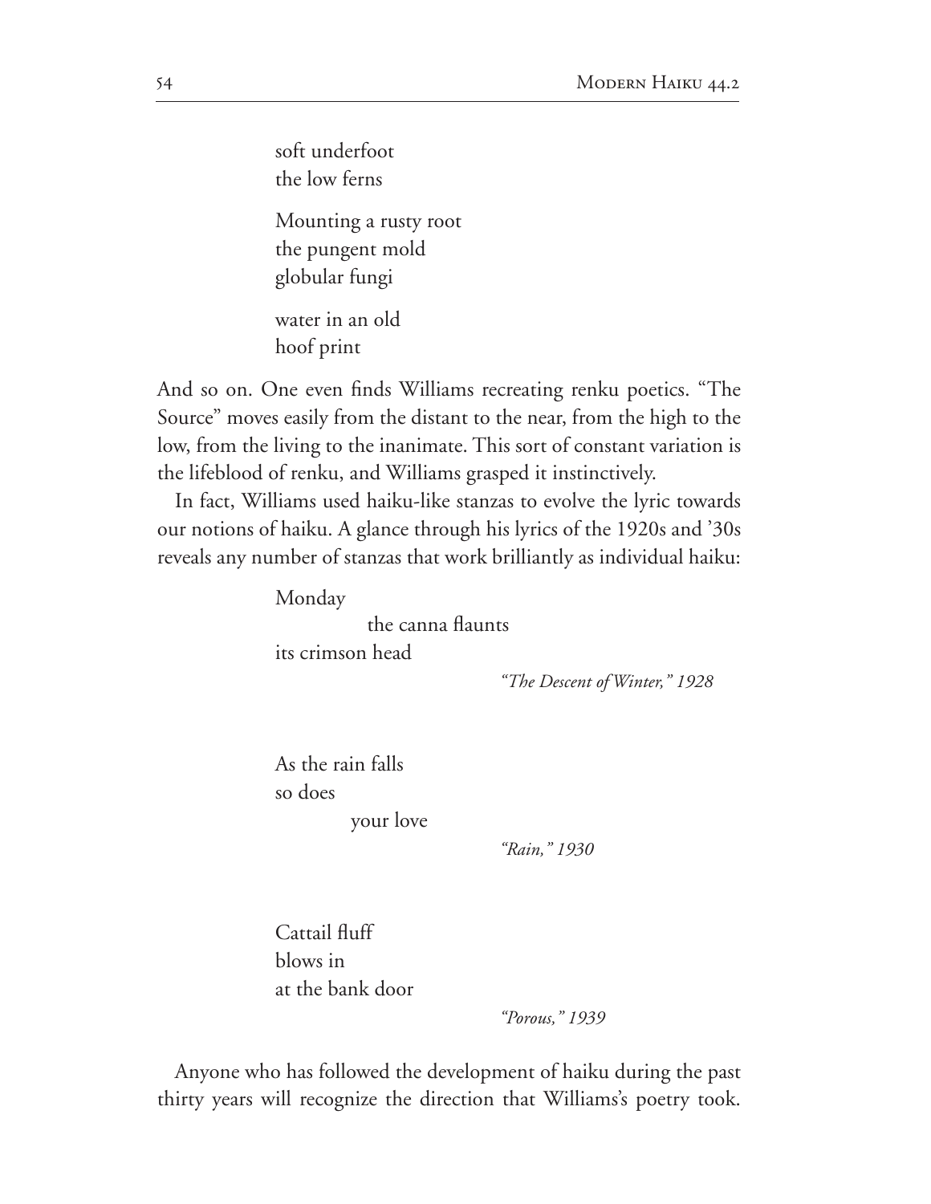soft underfoot  
the low ferns

Mounting a rusty root  
the pungent mold  
globular fungi

water in an old  
hoof print

And so on. One even finds Williams recreating renku poetics. "The Source" moves easily from the distant to the near, from the high to the low, from the living to the inanimate. This sort of constant variation is the lifeblood of renku, and Williams grasped it instinctively.

In fact, Williams used haiku-like stanzas to evolve the lyric towards our notions of haiku. A glance through his lyrics of the 1920s and '30s reveals any number of stanzas that work brilliantly as individual haiku:

Monday  
            the canna flaunts  
its crimson head

*"The Descent of Winter," 1928*

As the rain falls  
so does  
          your love

*"Rain," 1930*

Cattail fluff  
blows in  
at the bank door

*"Porous," 1939*

Anyone who has followed the development of haiku during the past thirty years will recognize the direction that Williams's poetry took.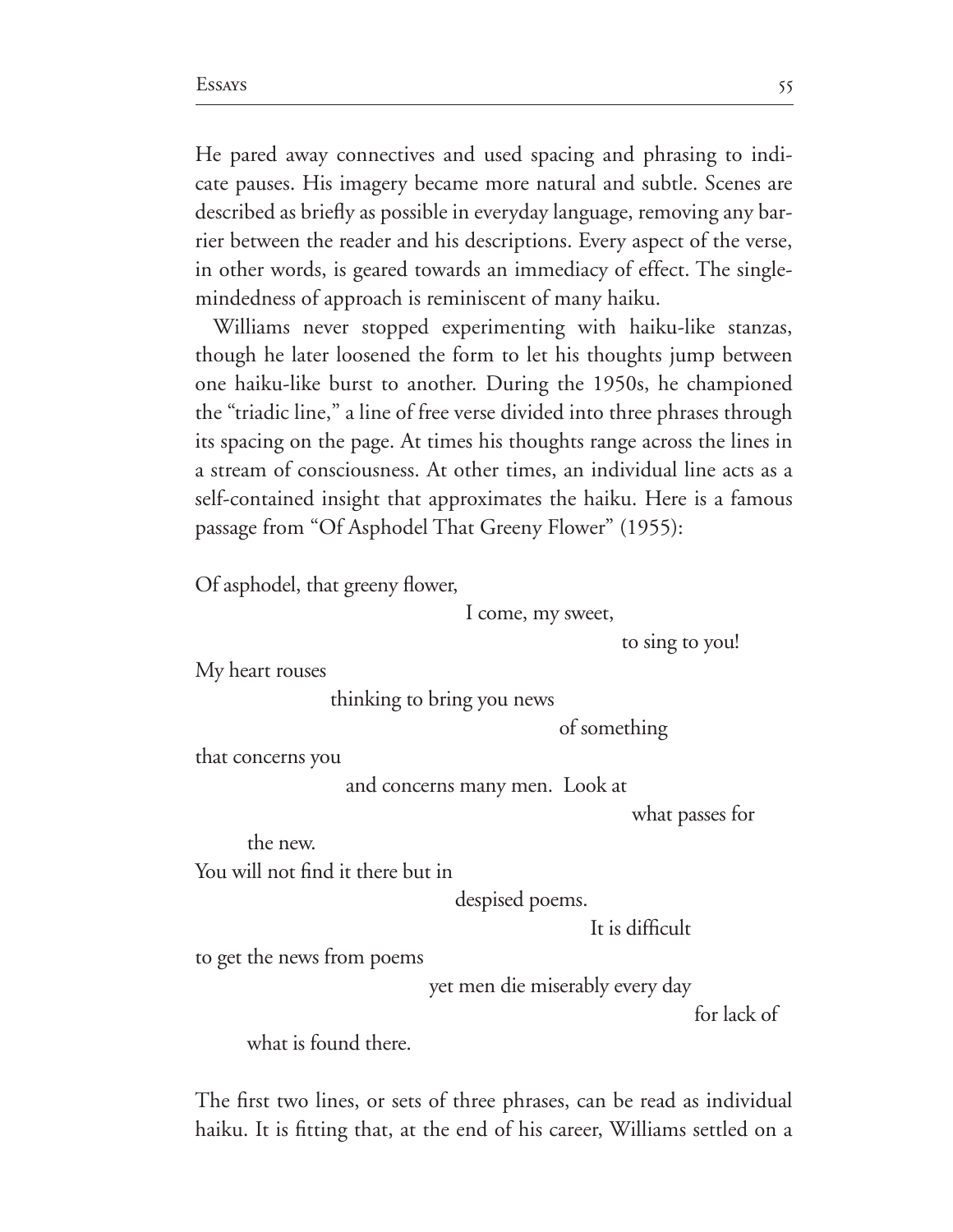He pared away connectives and used spacing and phrasing to indicate pauses. His imagery became more natural and subtle. Scenes are described as briefly as possible in everyday language, removing any barrier between the reader and his descriptions. Every aspect of the verse, in other words, is geared towards an immediacy of effect. The single-mindedness of approach is reminiscent of many haiku.

Williams never stopped experimenting with haiku-like stanzas, though he later loosened the form to let his thoughts jump between one haiku-like burst to another. During the 1950s, he championed the "triadic line," a line of free verse divided into three phrases through its spacing on the page. At times his thoughts range across the lines in a stream of consciousness. At other times, an individual line acts as a self-contained insight that approximates the haiku. Here is a famous passage from "Of Asphodel That Greeny Flower" (1955):

Of asphodel, that greeny flower,  
                                        I come, my sweet,  
                                                                to sing to you!  
My heart rouses  
                    thinking to bring you news  
                                                        of something  
that concerns you  
                    and concerns many men.  Look at  
                                                                what passes for  
        the new.  
You will not find it there but in  
                                        despised poems.  
                                                        It is difficult  
to get the news from poems  
                                yet men die miserably every day  
                                                                        for lack of  
        what is found there.

The first two lines, or sets of three phrases, can be read as individual haiku. It is fitting that, at the end of his career, Williams settled on a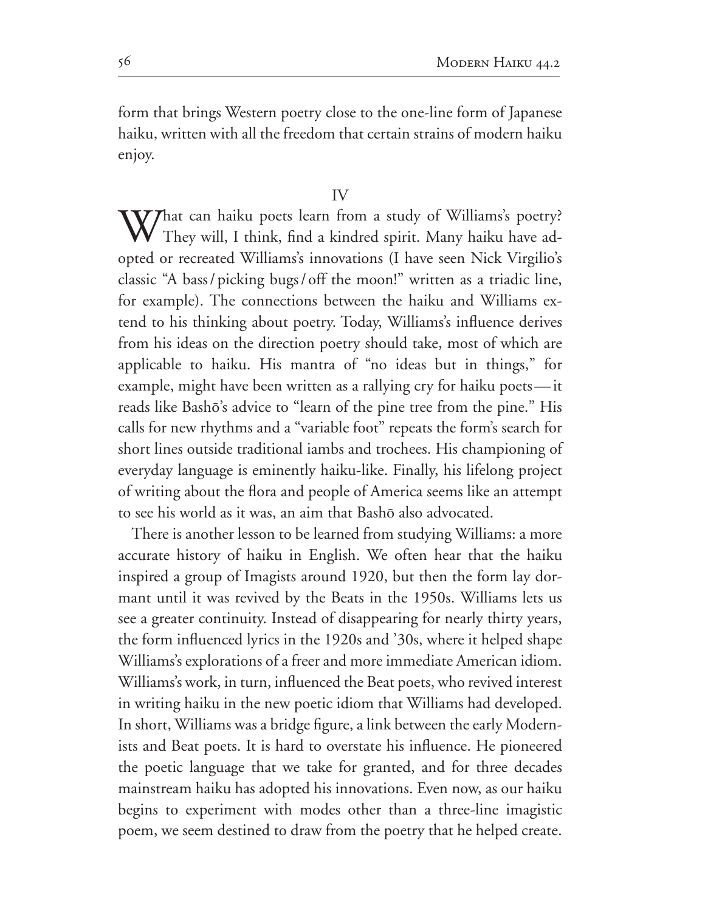form that brings Western poetry close to the one-line form of Japanese haiku, written with all the freedom that certain strains of modern haiku enjoy.

## IV

What can haiku poets learn from a study of Williams's poetry? They will, I think, find a kindred spirit. Many haiku have adopted or recreated Williams's innovations (I have seen Nick Virgilio's classic "A bass / picking bugs / off the moon!" written as a triadic line, for example). The connections between the haiku and Williams extend to his thinking about poetry. Today, Williams's influence derives from his ideas on the direction poetry should take, most of which are applicable to haiku. His mantra of "no ideas but in things," for example, might have been written as a rallying cry for haiku poets — it reads like Bashō's advice to "learn of the pine tree from the pine." His calls for new rhythms and a "variable foot" repeats the form's search for short lines outside traditional iambs and trochees. His championing of everyday language is eminently haiku-like. Finally, his lifelong project of writing about the flora and people of America seems like an attempt to see his world as it was, an aim that Bashō also advocated.

There is another lesson to be learned from studying Williams: a more accurate history of haiku in English. We often hear that the haiku inspired a group of Imagists around 1920, but then the form lay dormant until it was revived by the Beats in the 1950s. Williams lets us see a greater continuity. Instead of disappearing for nearly thirty years, the form influenced lyrics in the 1920s and '30s, where it helped shape Williams's explorations of a freer and more immediate American idiom. Williams's work, in turn, influenced the Beat poets, who revived interest in writing haiku in the new poetic idiom that Williams had developed. In short, Williams was a bridge figure, a link between the early Modernists and Beat poets. It is hard to overstate his influence. He pioneered the poetic language that we take for granted, and for three decades mainstream haiku has adopted his innovations. Even now, as our haiku begins to experiment with modes other than a three-line imagistic poem, we seem destined to draw from the poetry that he helped create.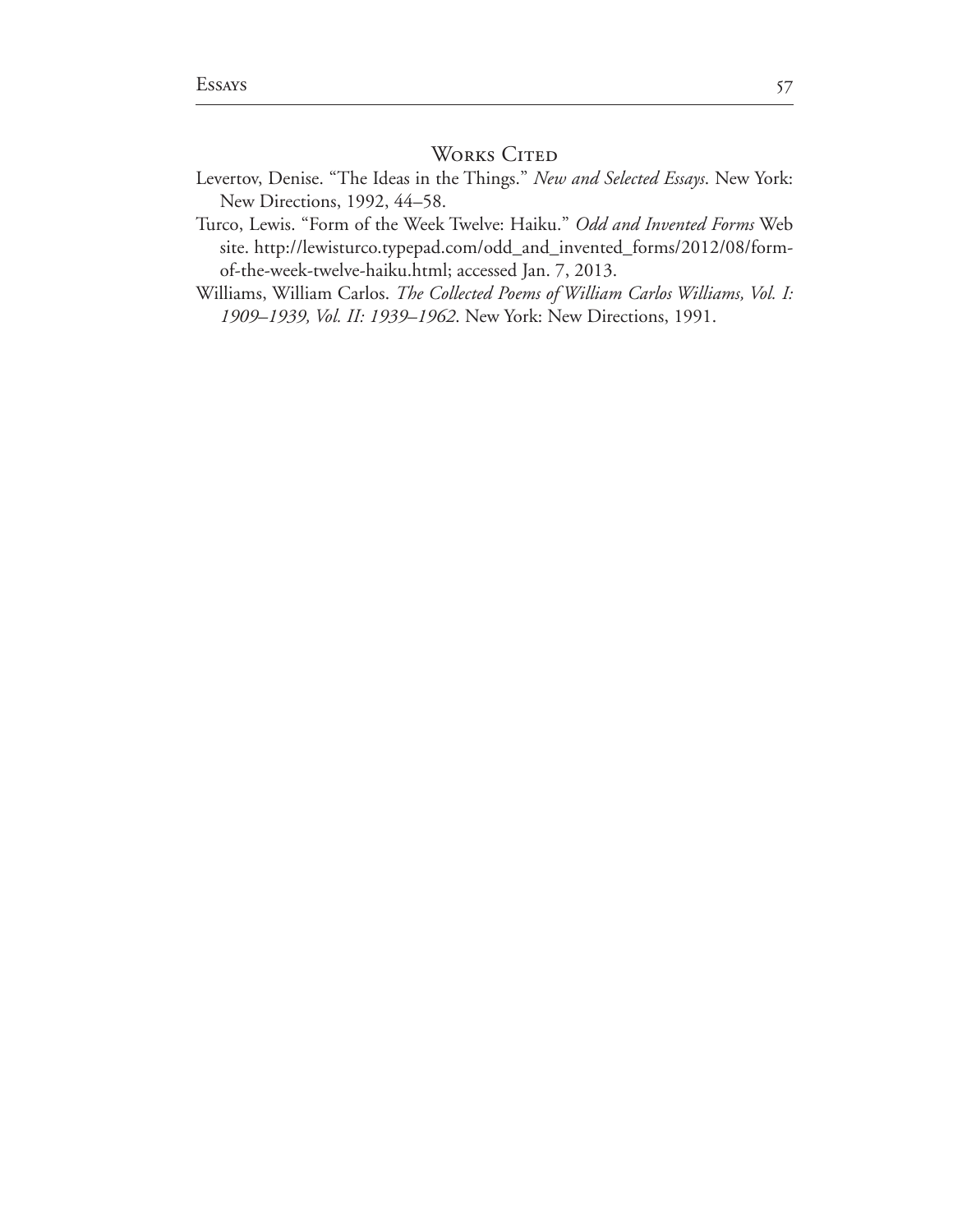## Works Cited

Levertov, Denise. "The Ideas in the Things." *New and Selected Essays*. New York: New Directions, 1992, 44–58.

Turco, Lewis. "Form of the Week Twelve: Haiku." *Odd and Invented Forms* Web site. http://lewisturco.typepad.com/odd_and_invented_forms/2012/08/form-of-the-week-twelve-haiku.html; accessed Jan. 7, 2013.

Williams, William Carlos. *The Collected Poems of William Carlos Williams, Vol. I: 1909–1939, Vol. II: 1939–1962*. New York: New Directions, 1991.